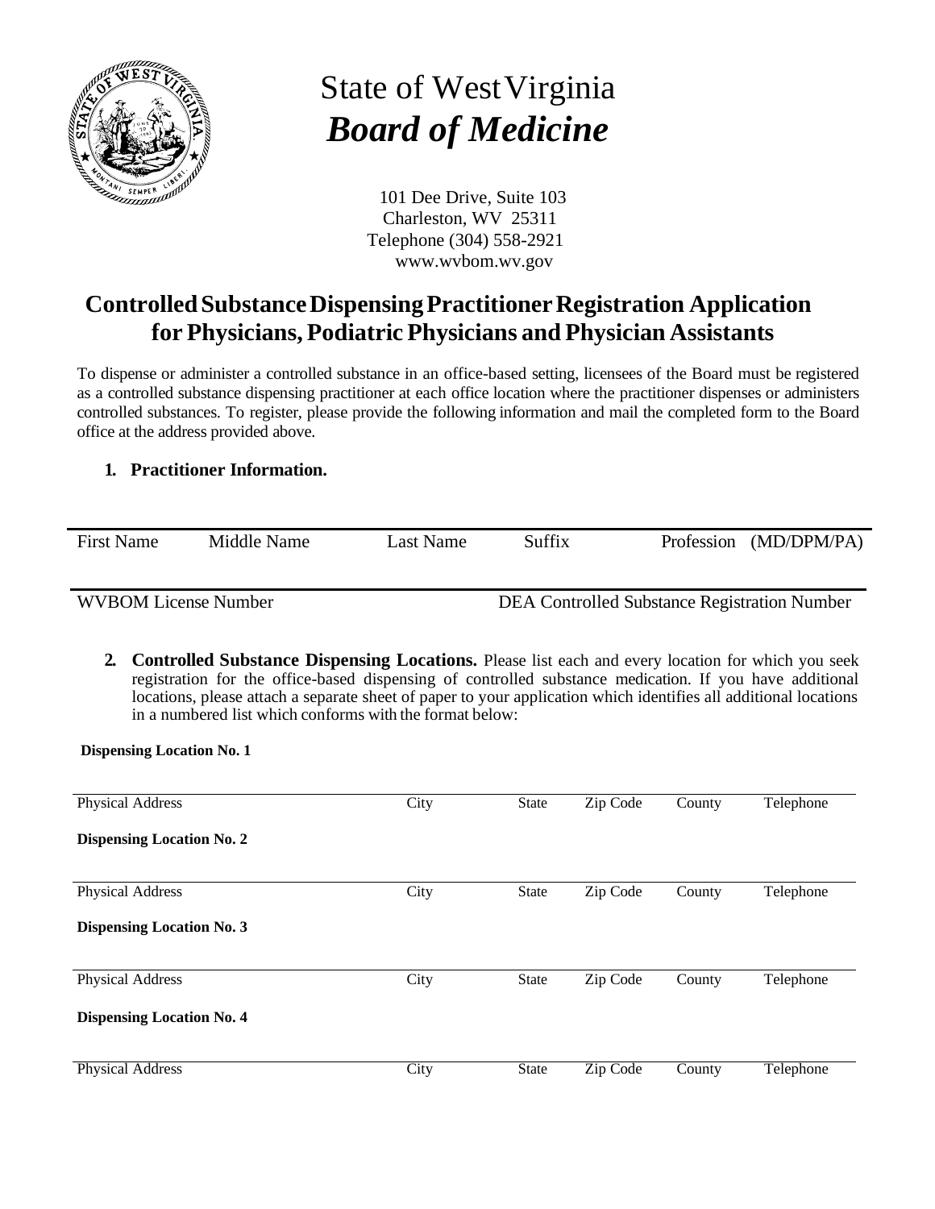# State of West Virginia

## *Board of Medicine*

101 Dee Drive, Suite 103
Charleston, WV 25311
Telephone (304) 558-2921
www.wvbom.wv.gov

## Controlled Substance Dispensing Practitioner Registration Application for Physicians, Podiatric Physicians and Physician Assistants

To dispense or administer a controlled substance in an office-based setting, licensees of the Board must be registered as a controlled substance dispensing practitioner at each office location where the practitioner dispenses or administers controlled substances. To register, please provide the following information and mail the completed form to the Board office at the address provided above.

**1. Practitioner Information.**

| First Name | Middle Name | Last Name | Suffix | Profession (MD/DPM/PA) |
|---|---|---|---|---|
| | | | | |

| WVBOM License Number | DEA Controlled Substance Registration Number |
|---|---|
| | |

2. **Controlled Substance Dispensing Locations.** Please list each and every location for which you seek registration for the office-based dispensing of controlled substance medication. If you have additional locations, please attach a separate sheet of paper to your application which identifies all additional locations in a numbered list which conforms with the format below:

**Dispensing Location No. 1**

| Physical Address | City | State | Zip Code | County | Telephone |
|---|---|---|---|---|---|
| | | | | | |

**Dispensing Location No. 2**

| Physical Address | City | State | Zip Code | County | Telephone |
|---|---|---|---|---|---|
| | | | | | |

**Dispensing Location No. 3**

| Physical Address | City | State | Zip Code | County | Telephone |
|---|---|---|---|---|---|
| | | | | | |

**Dispensing Location No. 4**

| Physical Address | City | State | Zip Code | County | Telephone |
|---|---|---|---|---|---|
| | | | | | |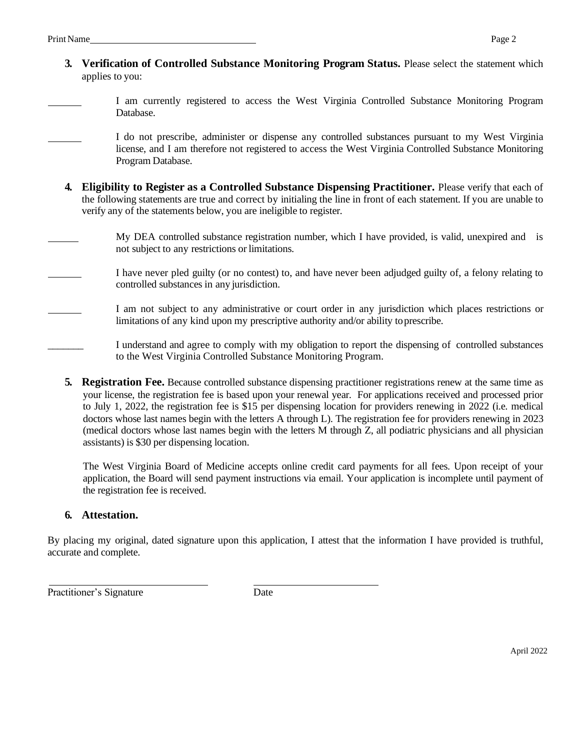Print Name\_\_\_\_\_\_\_\_\_\_\_\_\_\_\_\_\_\_\_\_\_\_\_\_\_\_\_\_\_\_\_\_\_\_\_

**3. Verification of Controlled Substance Monitoring Program Status.** Please select the statement which applies to you:

\_\_\_\_\_\_\_ I am currently registered to access the West Virginia Controlled Substance Monitoring Program Database.

\_\_\_\_\_\_\_ I do not prescribe, administer or dispense any controlled substances pursuant to my West Virginia license, and I am therefore not registered to access the West Virginia Controlled Substance Monitoring Program Database.

**4. Eligibility to Register as a Controlled Substance Dispensing Practitioner.** Please verify that each of the following statements are true and correct by initialing the line in front of each statement. If you are unable to verify any of the statements below, you are ineligible to register.

\_\_\_\_\_\_\_ My DEA controlled substance registration number, which I have provided, is valid, unexpired and is not subject to any restrictions or limitations.

\_\_\_\_\_\_\_ I have never pled guilty (or no contest) to, and have never been adjudged guilty of, a felony relating to controlled substances in any jurisdiction.

\_\_\_\_\_\_\_ I am not subject to any administrative or court order in any jurisdiction which places restrictions or limitations of any kind upon my prescriptive authority and/or ability to prescribe.

\_\_\_\_\_\_\_ I understand and agree to comply with my obligation to report the dispensing of controlled substances to the West Virginia Controlled Substance Monitoring Program.

**5. Registration Fee.** Because controlled substance dispensing practitioner registrations renew at the same time as your license, the registration fee is based upon your renewal year. For applications received and processed prior to July 1, 2022, the registration fee is $15 per dispensing location for providers renewing in 2022 (i.e. medical doctors whose last names begin with the letters A through L). The registration fee for providers renewing in 2023 (medical doctors whose last names begin with the letters M through Z, all podiatric physicians and all physician assistants) is $30 per dispensing location.

The West Virginia Board of Medicine accepts online credit card payments for all fees. Upon receipt of your application, the Board will send payment instructions via email. Your application is incomplete until payment of the registration fee is received.

**6. Attestation.**

By placing my original, dated signature upon this application, I attest that the information I have provided is truthful, accurate and complete.

\_\_\_\_\_\_\_\_\_\_\_\_\_\_\_\_\_\_\_\_\_\_\_\_\_\_\_\_\_\_\_\_ \_\_\_\_\_\_\_\_\_\_\_\_\_\_\_\_\_\_\_\_\_\_\_\_\_

Practitioner's Signature Date

April 2022